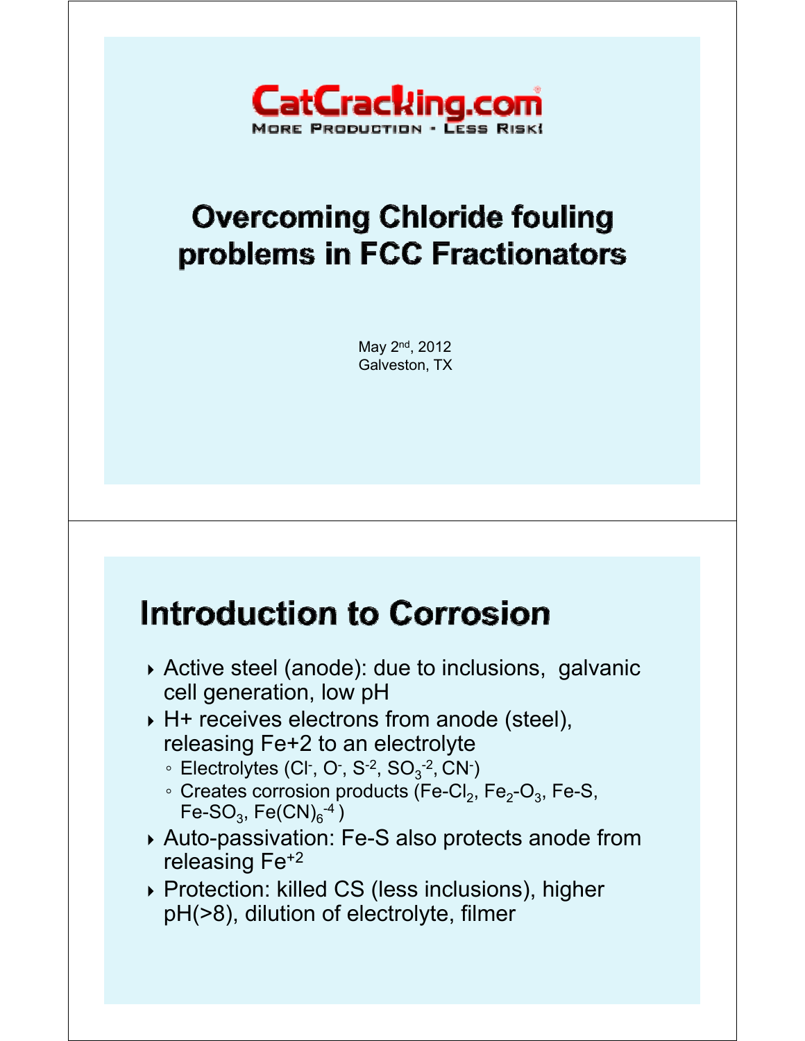CatCracking.com

MORE PRODUCTION - LESS RISK!

# Overcoming Chloride fouling problems in FCC Fractionators

May 2nd, 2012
Galveston, TX

## Introduction to Corrosion

- Active steel (anode): due to inclusions, galvanic cell generation, low pH
- H+ receives electrons from anode (steel), releasing Fe+2 to an electrolyte
  - Electrolytes ($Cl^-$, $O^-$, $S^{-2}$, $SO_3^{-2}$, $CN^-$)
  - Creates corrosion products ($Fe\text{-}Cl_2$, $Fe_2\text{-}O_3$, Fe-S, $Fe\text{-}SO_3$, $Fe(CN)_6^{-4}$)
- Auto-passivation: Fe-S also protects anode from releasing $Fe^{+2}$
- Protection: killed CS (less inclusions), higher pH(>8), dilution of electrolyte, filmer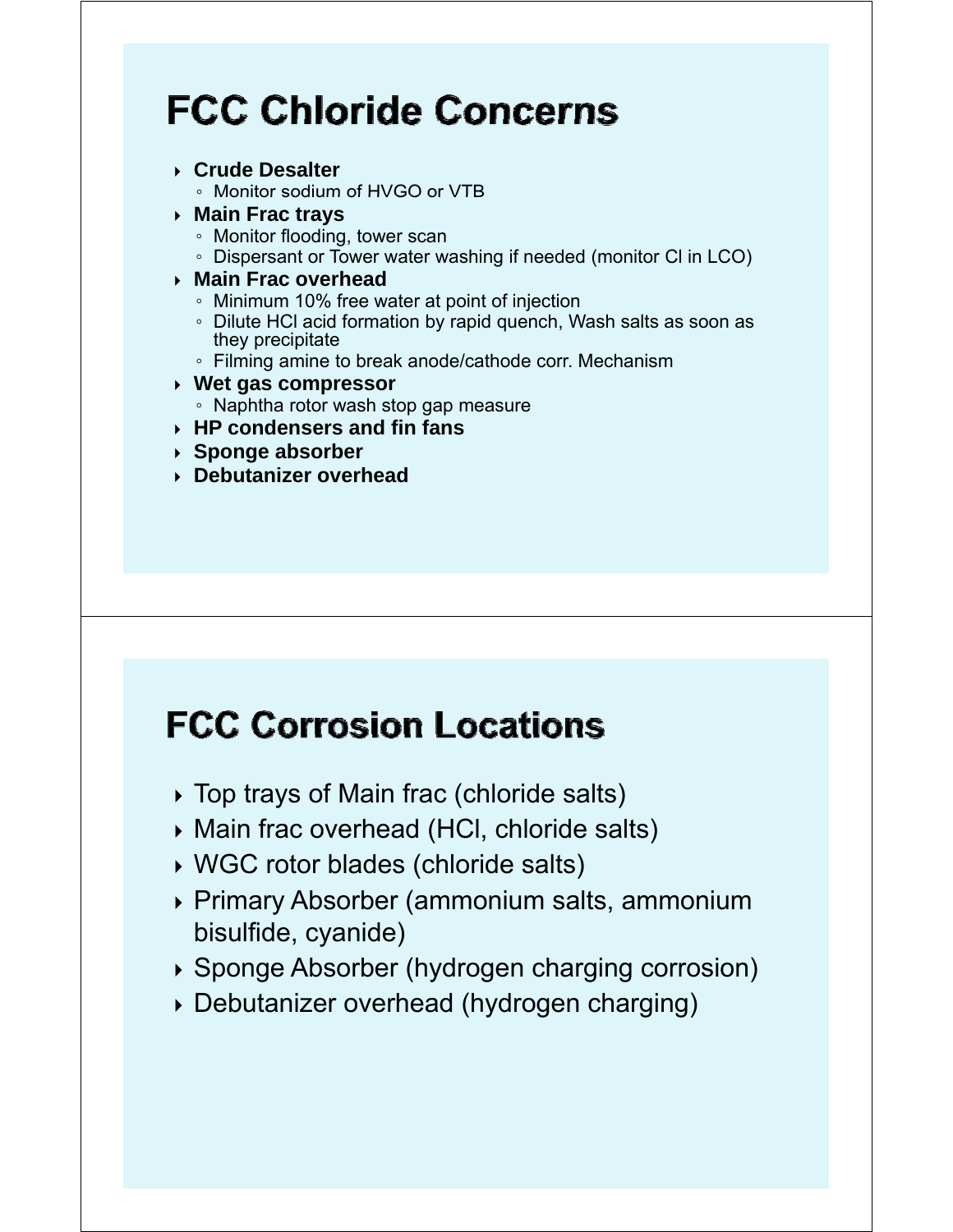## FCC Chloride Concerns

- **Crude Desalter**
  - Monitor sodium of HVGO or VTB
- **Main Frac trays**
  - Monitor flooding, tower scan
  - Dispersant or Tower water washing if needed (monitor Cl in LCO)
- **Main Frac overhead**
  - Minimum 10% free water at point of injection
  - Dilute HCl acid formation by rapid quench, Wash salts as soon as they precipitate
  - Filming amine to break anode/cathode corr. Mechanism
- **Wet gas compressor**
  - Naphtha rotor wash stop gap measure
- **HP condensers and fin fans**
- **Sponge absorber**
- **Debutanizer overhead**

## FCC Corrosion Locations

- Top trays of Main frac (chloride salts)
- Main frac overhead (HCl, chloride salts)
- WGC rotor blades (chloride salts)
- Primary Absorber (ammonium salts, ammonium bisulfide, cyanide)
- Sponge Absorber (hydrogen charging corrosion)
- Debutanizer overhead (hydrogen charging)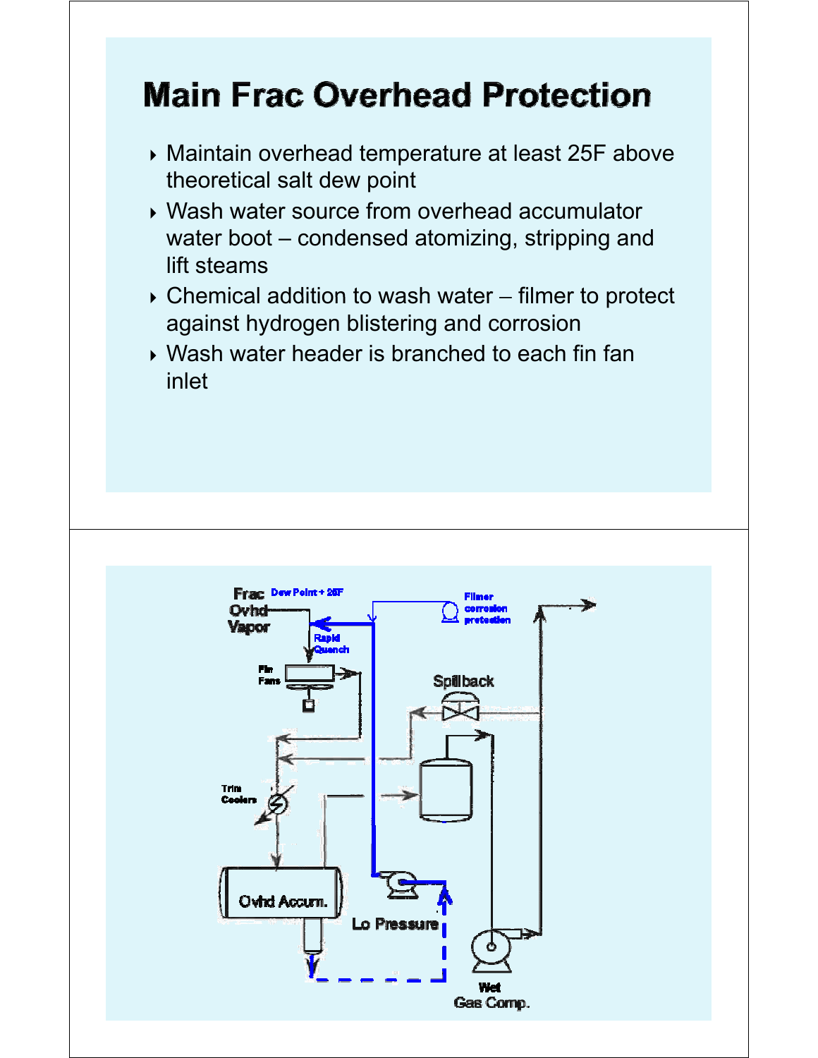# Main Frac Overhead Protection

- Maintain overhead temperature at least 25F above theoretical salt dew point
- Wash water source from overhead accumulator water boot – condensed atomizing, stripping and lift steams
- Chemical addition to wash water – filmer to protect against hydrogen blistering and corrosion
- Wash water header is branched to each fin fan inlet

Frac Ovhd Vapor

Dew Point + 25F

Filmer corrosion protection

Rapid Quench

Fin Fans

Spillback

Trim Coolers

Ovhd Accum.

Lo Pressure

Wet Gas Comp.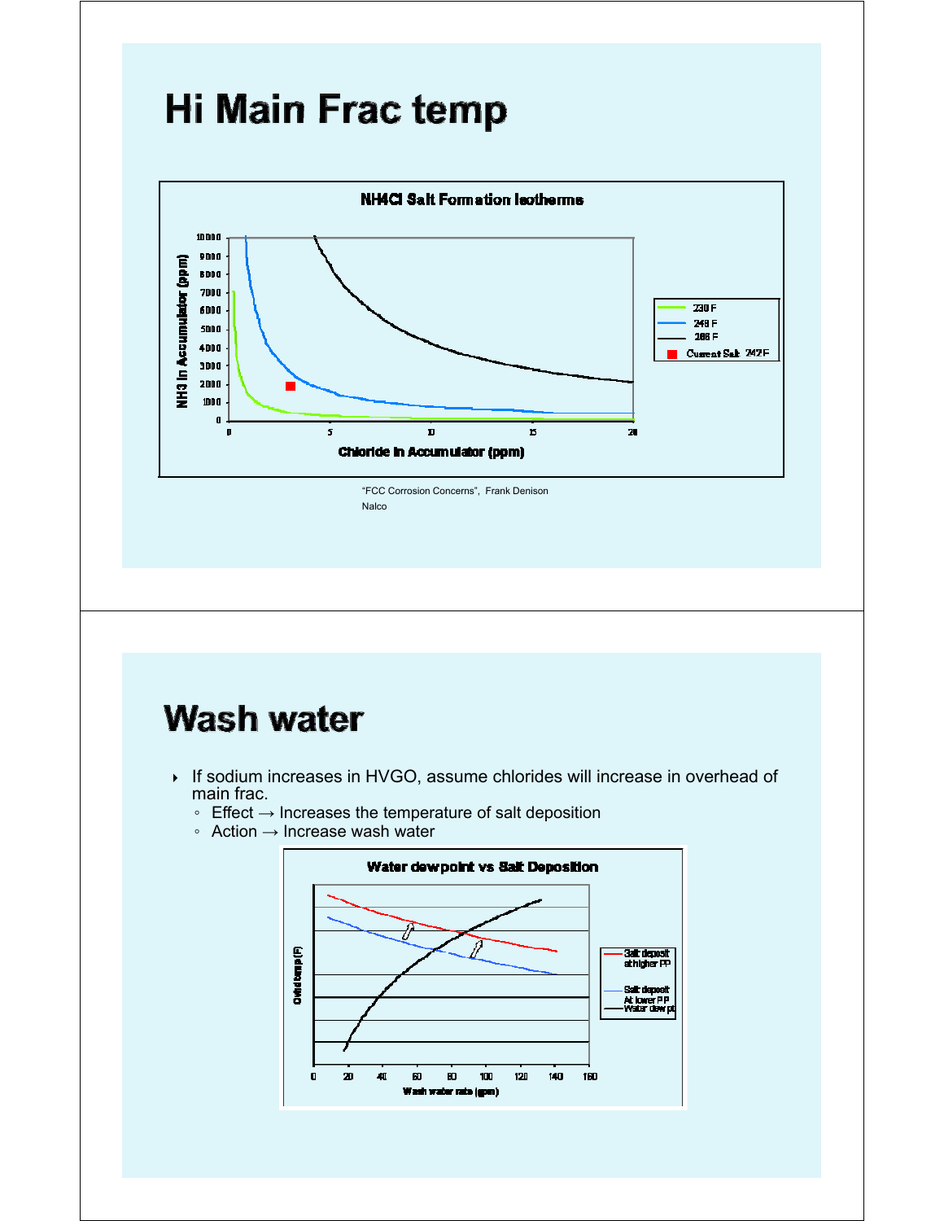# Hi Main Frac temp

**NH4Cl Salt Formation Isotherms**

NH3 in Accumulator (ppm) vs Chloride in Accumulator (ppm)

Legend: 230 F; 249 F; 266 F; Current Salt 242F

"FCC Corrosion Concerns", Frank Denison
Nalco

# Wash water

- If sodium increases in HVGO, assume chlorides will increase in overhead of main frac.
  - Effect → Increases the temperature of salt deposition
  - Action → Increase wash water

**Water dewpoint vs Salt Deposition**

Ovhd temp (F) vs Wash water rate (gpm)

Legend: Salt deposit at higher PP; Salt deposit At lower PP; Water dew pt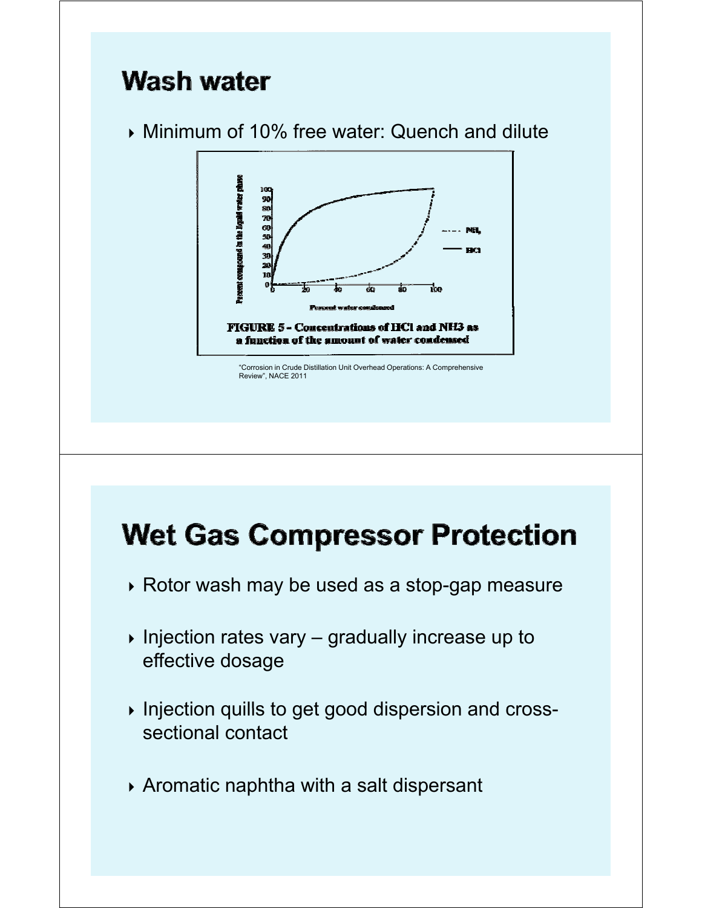## Wash water

- Minimum of 10% free water: Quench and dilute

FIGURE 5 - Concentrations of HCl and NH3 as a function of the amount of water condensed

"Corrosion in Crude Distillation Unit Overhead Operations: A Comprehensive Review", NACE 2011

## Wet Gas Compressor Protection

- Rotor wash may be used as a stop-gap measure
- Injection rates vary – gradually increase up to effective dosage
- Injection quills to get good dispersion and cross-sectional contact
- Aromatic naphtha with a salt dispersant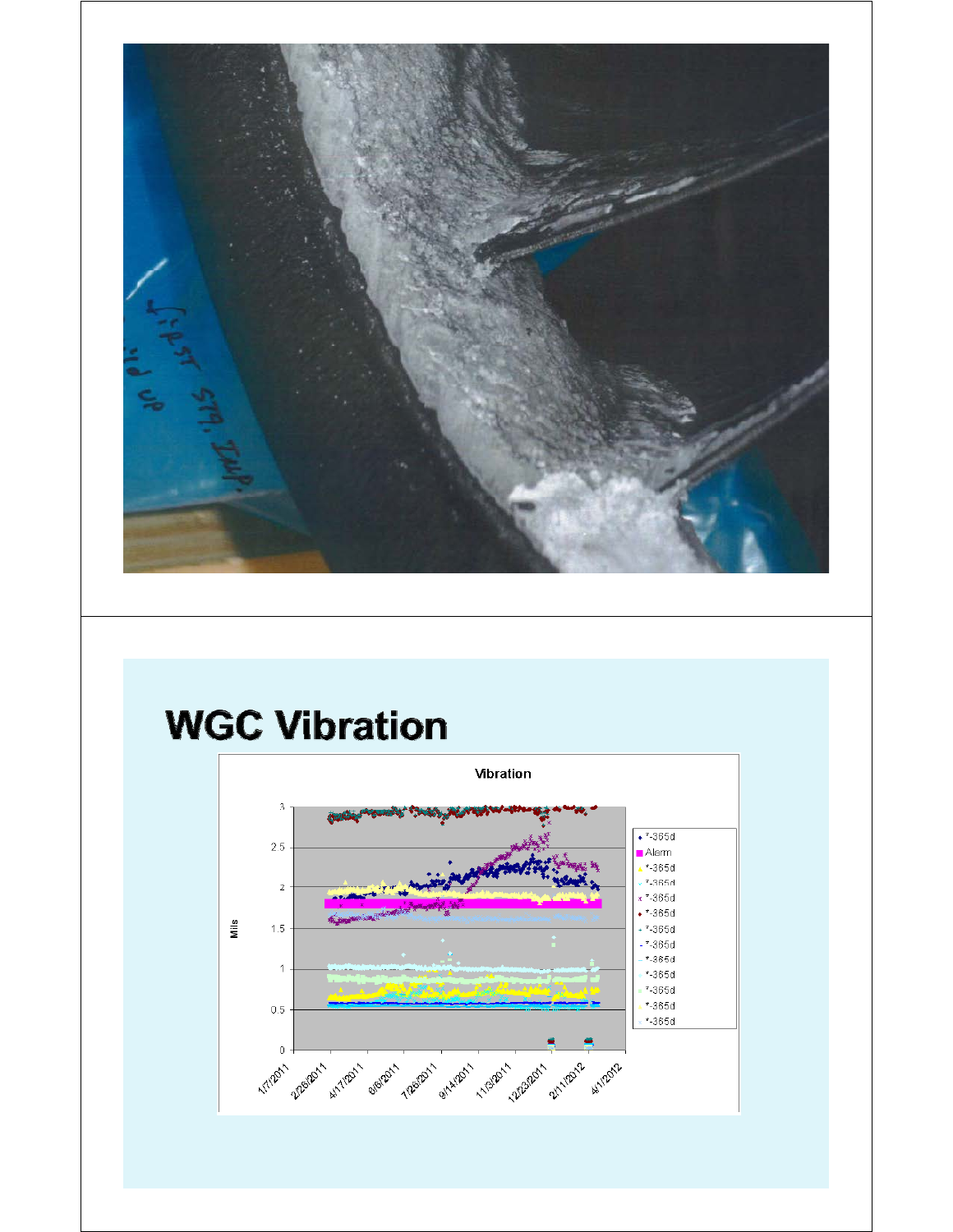# WGC Vibration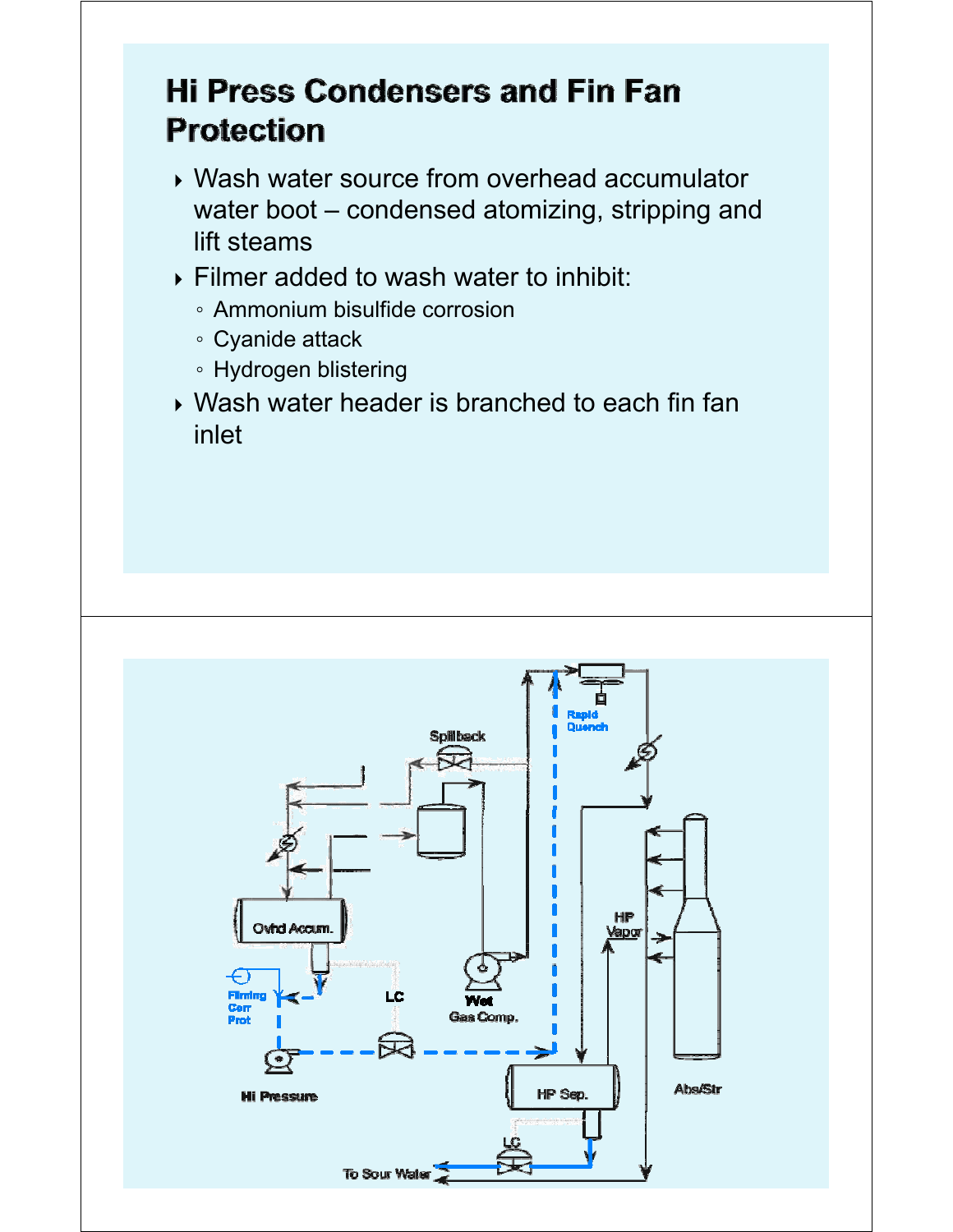## Hi Press Condensers and Fin Fan Protection

- Wash water source from overhead accumulator water boot – condensed atomizing, stripping and lift steams
- Filmer added to wash water to inhibit:
  - Ammonium bisulfide corrosion
  - Cyanide attack
  - Hydrogen blistering
- Wash water header is branched to each fin fan inlet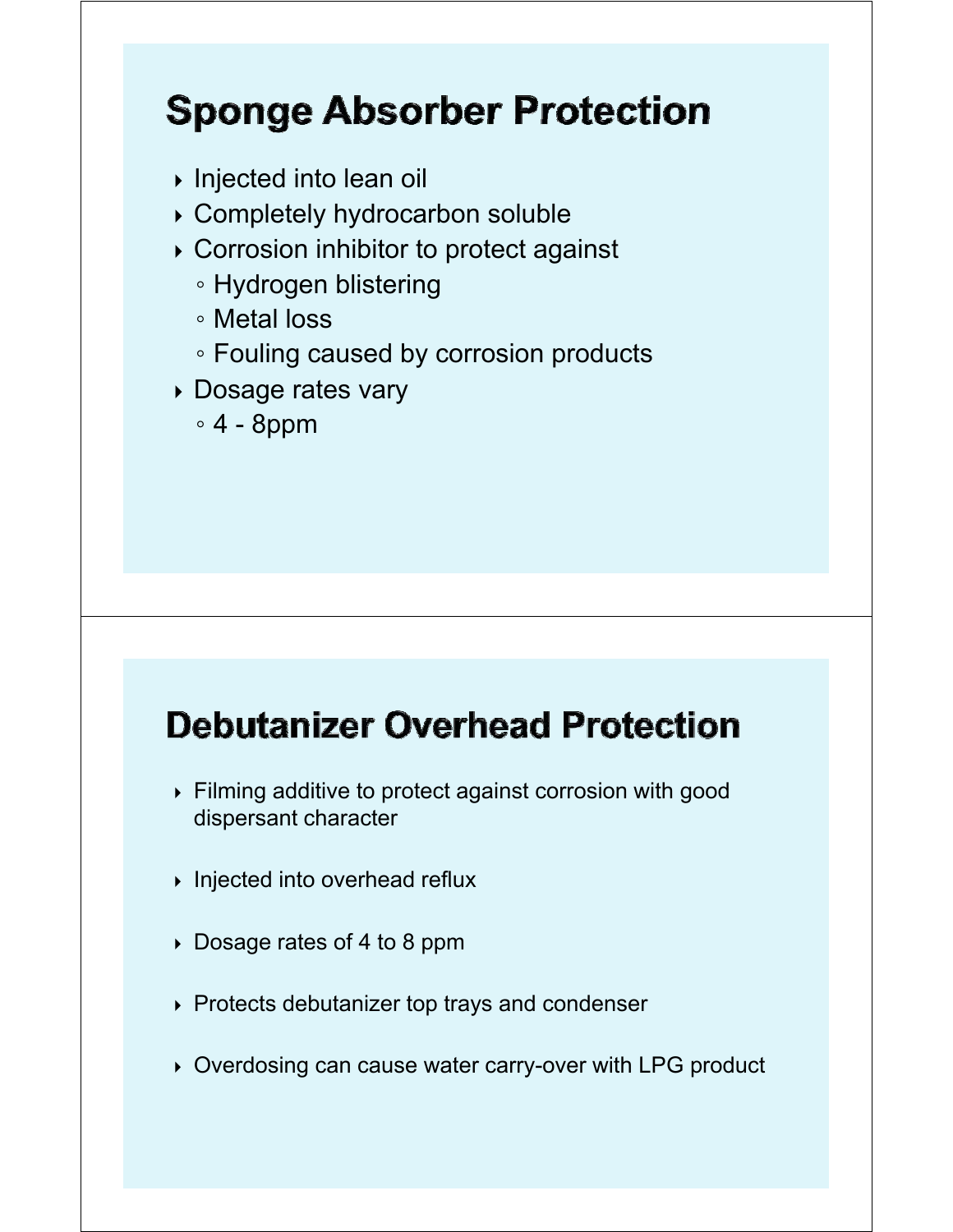## Sponge Absorber Protection

- Injected into lean oil
- Completely hydrocarbon soluble
- Corrosion inhibitor to protect against
  - Hydrogen blistering
  - Metal loss
  - Fouling caused by corrosion products
- Dosage rates vary
  - 4 - 8ppm

## Debutanizer Overhead Protection

- Filming additive to protect against corrosion with good dispersant character
- Injected into overhead reflux
- Dosage rates of 4 to 8 ppm
- Protects debutanizer top trays and condenser
- Overdosing can cause water carry-over with LPG product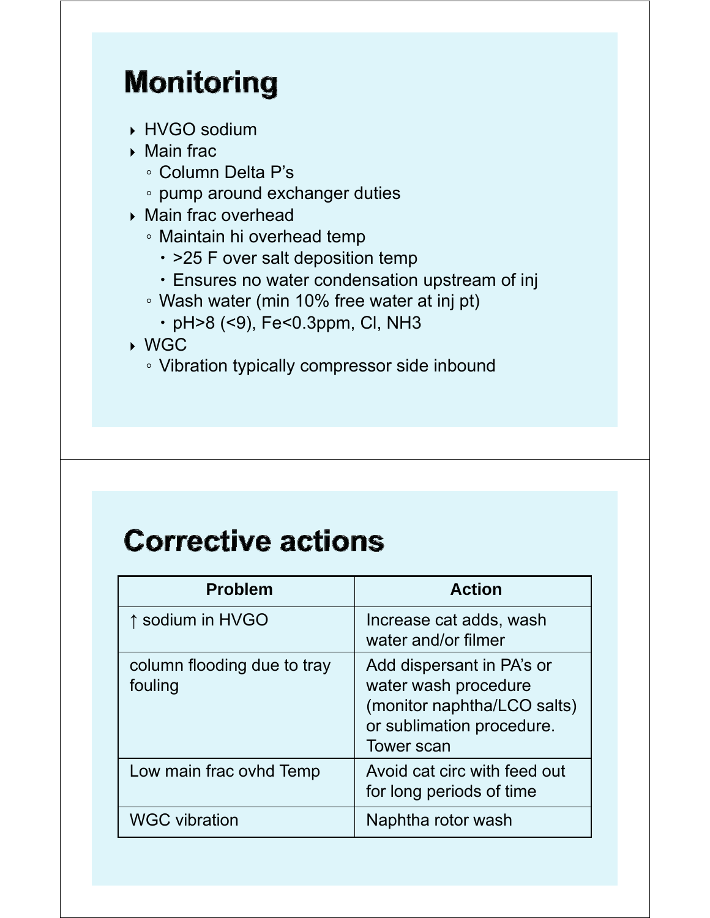# Monitoring

- HVGO sodium
- Main frac
  - Column Delta P's
  - pump around exchanger duties
- Main frac overhead
  - Maintain hi overhead temp
    - >25 F over salt deposition temp
    - Ensures no water condensation upstream of inj
  - Wash water (min 10% free water at inj pt)
    - pH>8 (<9), Fe<0.3ppm, Cl, $NH_3$
- WGC
  - Vibration typically compressor side inbound

# Corrective actions

| Problem | Action |
| --- | --- |
| ↑ sodium in HVGO | Increase cat adds, wash water and/or filmer |
| column flooding due to tray fouling | Add dispersant in PA's or water wash procedure (monitor naphtha/LCO salts) or sublimation procedure. Tower scan |
| Low main frac ovhd Temp | Avoid cat circ with feed out for long periods of time |
| WGC vibration | Naphtha rotor wash |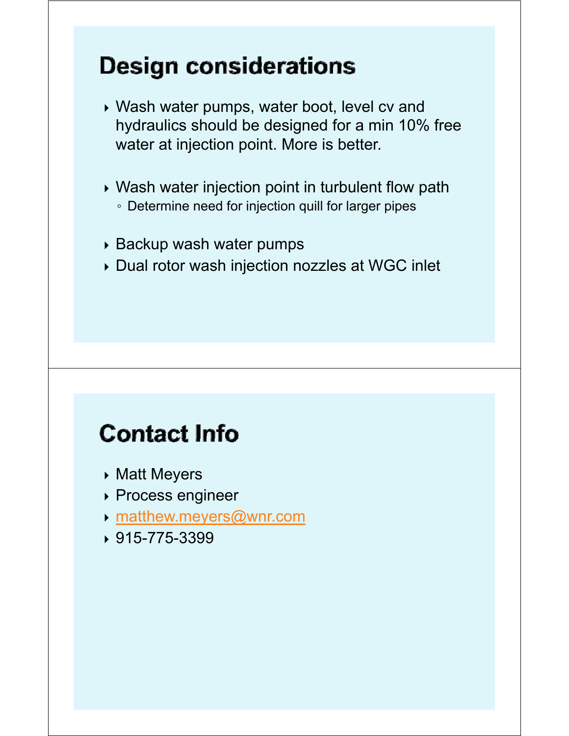## Design considerations

- Wash water pumps, water boot, level cv and hydraulics should be designed for a min 10% free water at injection point. More is better.
- Wash water injection point in turbulent flow path
  - Determine need for injection quill for larger pipes
- Backup wash water pumps
- Dual rotor wash injection nozzles at WGC inlet

## Contact Info

- Matt Meyers
- Process engineer
- matthew.meyers@wnr.com
- 915-775-3399